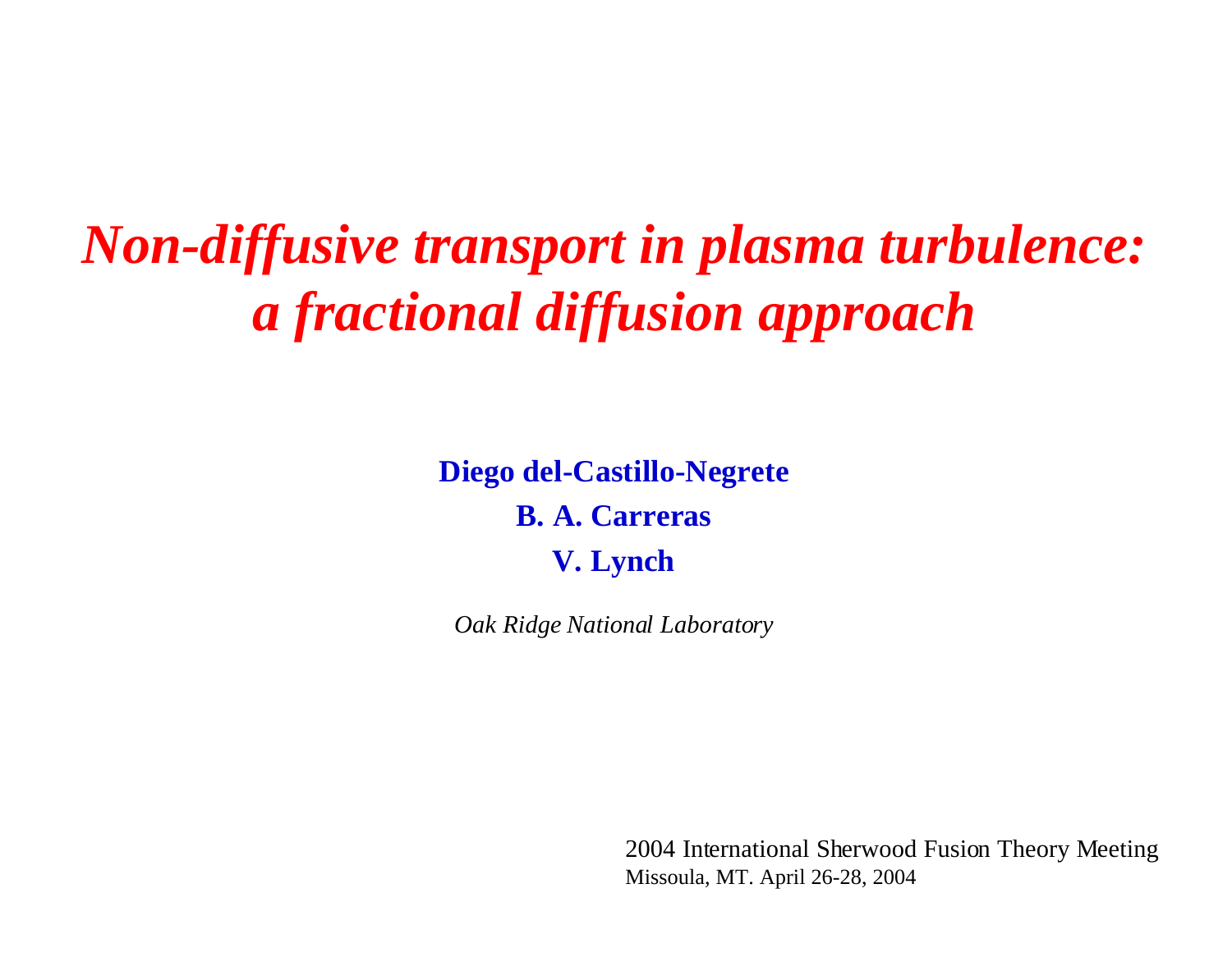# *Non-diffusive transport in plasma turbulence: a fractional diffusion approach*

**Diego del-Castillo-Negrete**

**B. A. Carreras**

**V. Lynch**

*Oak Ridge National Laboratory*

2004 International Sherwood Fusion Theory Meeting
Missoula, MT. April 26-28, 2004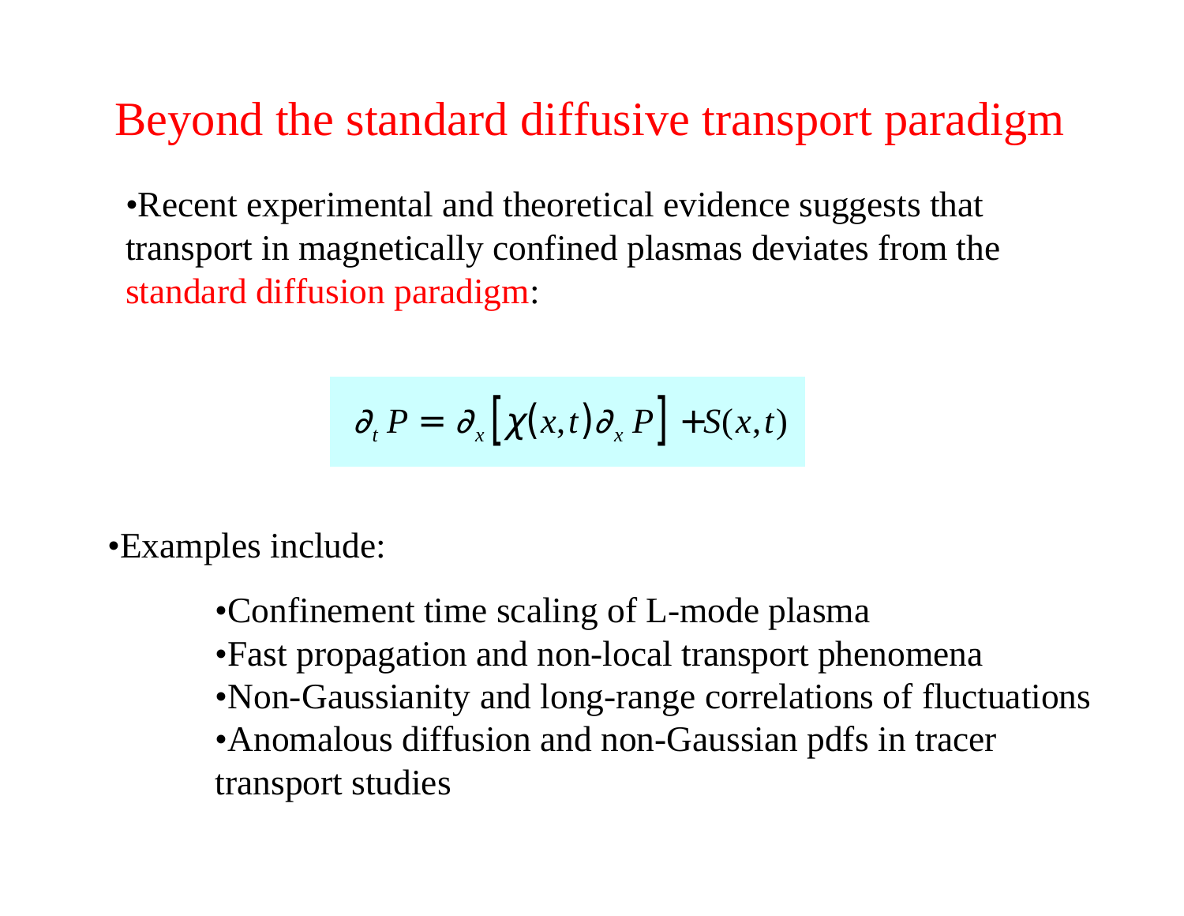# Beyond the standard diffusive transport paradigm

- Recent experimental and theoretical evidence suggests that transport in magnetically confined plasmas deviates from the standard diffusion paradigm:

$$\partial_t P = \partial_x \left[ \chi(x,t) \partial_x P \right] + S(x,t)$$

- Examples include:
  - Confinement time scaling of L-mode plasma
  - Fast propagation and non-local transport phenomena
  - Non-Gaussianity and long-range correlations of fluctuations
  - Anomalous diffusion and non-Gaussian pdfs in tracer transport studies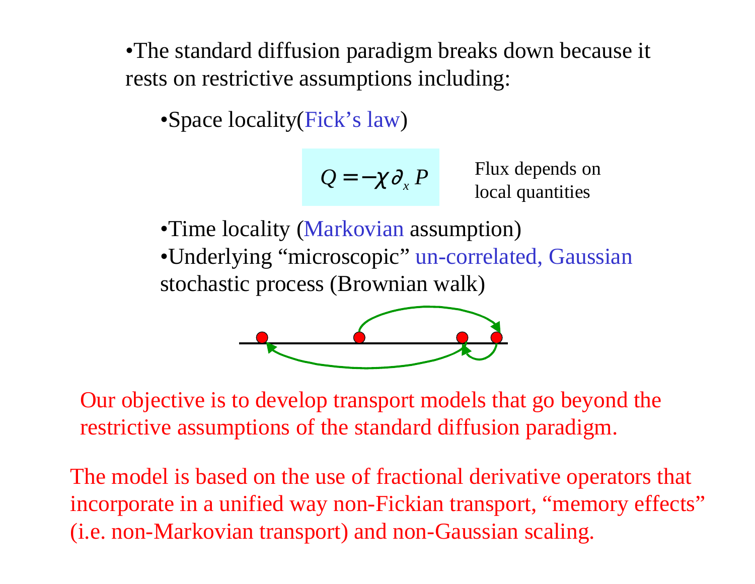- The standard diffusion paradigm breaks down because it rests on restrictive assumptions including:

  - Space locality (Fick's law)

$$Q = -\chi \partial_x P$$

Flux depends on local quantities

  - Time locality (Markovian assumption)
  - Underlying "microscopic" un-correlated, Gaussian stochastic process (Brownian walk)

Our objective is to develop transport models that go beyond the restrictive assumptions of the standard diffusion paradigm.

The model is based on the use of fractional derivative operators that incorporate in a unified way non-Fickian transport, "memory effects" (i.e. non-Markovian transport) and non-Gaussian scaling.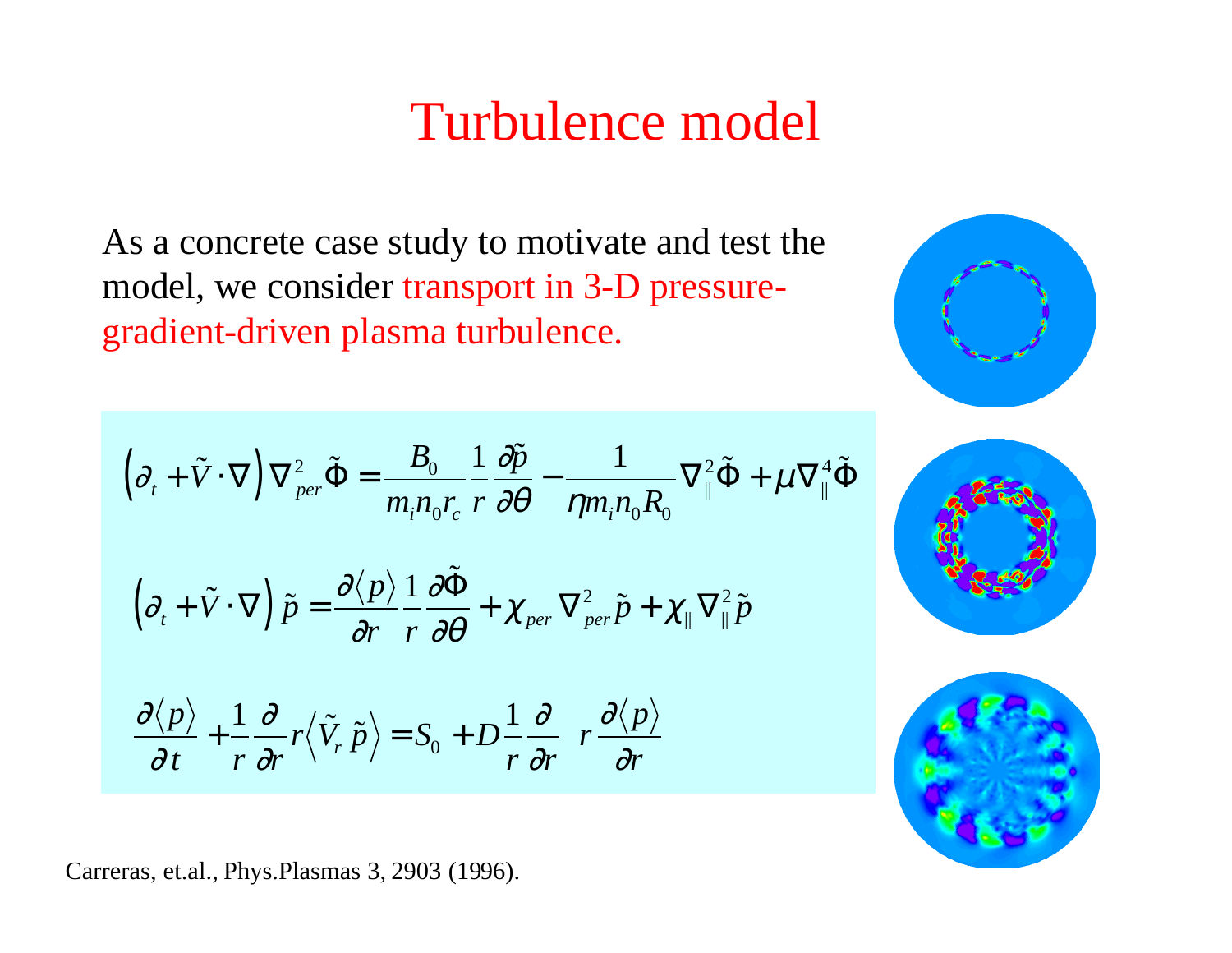# Turbulence model

As a concrete case study to motivate and test the model, we consider transport in 3-D pressure-gradient-driven plasma turbulence.

$$\left(\partial_t + \tilde{V}\cdot\nabla\right)\nabla_{per}^2\tilde{\Phi} = \frac{B_0}{m_i n_0 r_c}\frac{1}{r}\frac{\partial \tilde{p}}{\partial \theta} - \frac{1}{\eta m_i n_0 R_0}\nabla_{\parallel}^2\tilde{\Phi} + \mu\nabla_{\parallel}^4\tilde{\Phi}$$

$$\left(\partial_t + \tilde{V}\cdot\nabla\right)\tilde{p} = \frac{\partial\langle p\rangle}{\partial r}\frac{1}{r}\frac{\partial\tilde{\Phi}}{\partial\theta} + \chi_{per}\nabla_{per}^2\tilde{p} + \chi_{\parallel}\nabla_{\parallel}^2\tilde{p}$$

$$\frac{\partial\langle p\rangle}{\partial t} + \frac{1}{r}\frac{\partial}{\partial r}r\left\langle\tilde{V}_r\,\tilde{p}\right\rangle = S_0 + D\frac{1}{r}\frac{\partial}{\partial r}\ r\frac{\partial\langle p\rangle}{\partial r}$$

Carreras, et.al., Phys.Plasmas 3, 2903 (1996).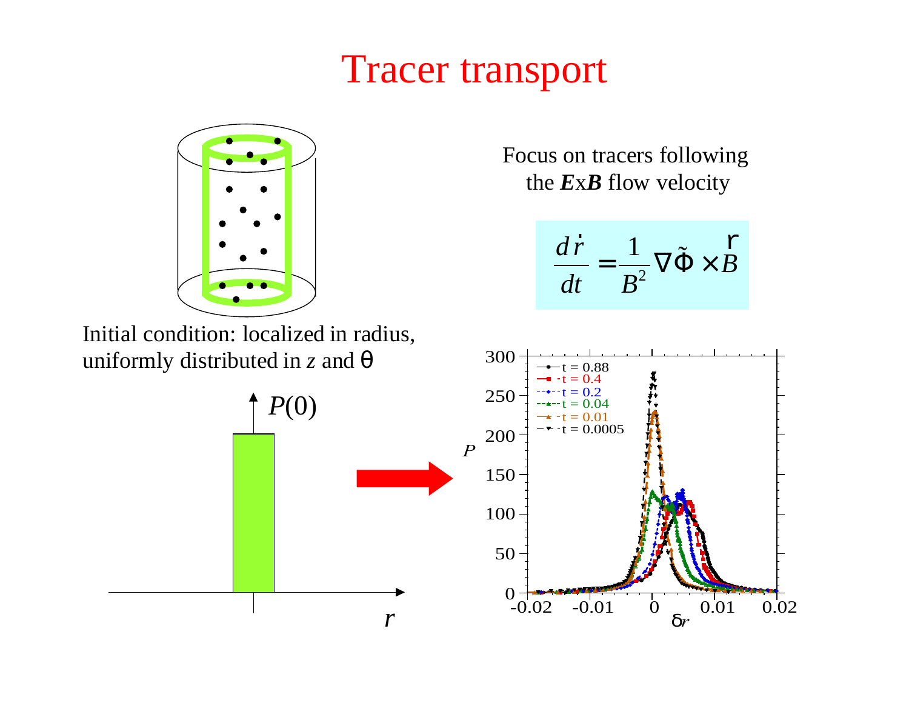# Tracer transport

Focus on tracers following the ***E***x***B*** flow velocity

$$\frac{d\vec{r}}{dt} = \frac{1}{B^2}\nabla\tilde{\Phi} \times \vec{B}$$

Initial condition: localized in radius, uniformly distributed in $z$ and $\theta$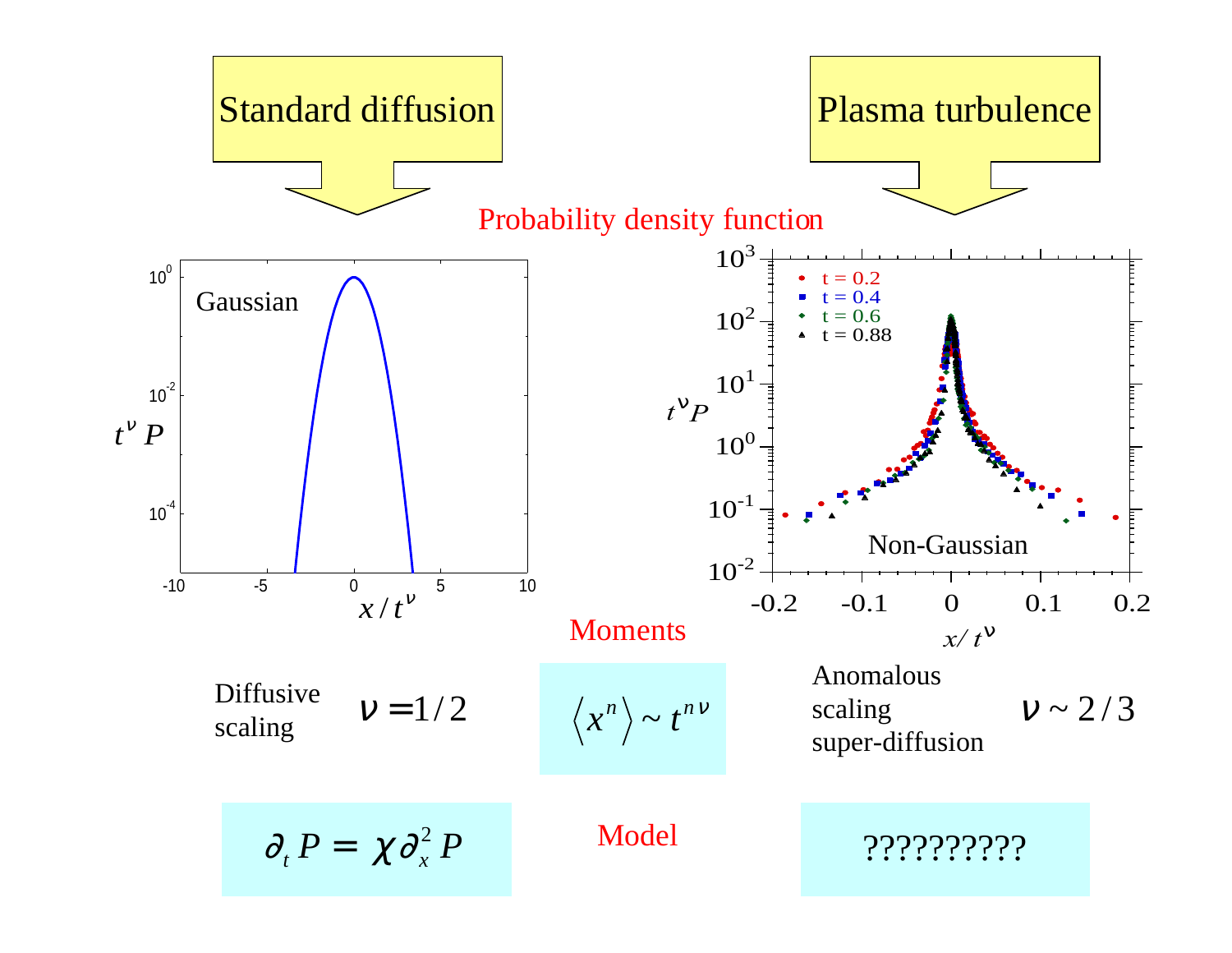**Standard diffusion** | **Plasma turbulence**

Probability density function

Gaussian

Non-Gaussian

Moments

Diffusive scaling $\nu = 1/2$

$$\langle x^n \rangle \sim t^{n\nu}$$

Anomalous scaling super-diffusion $\nu \sim 2/3$

Model

$$\partial_t P = \chi \partial_x^2 P$$

??????????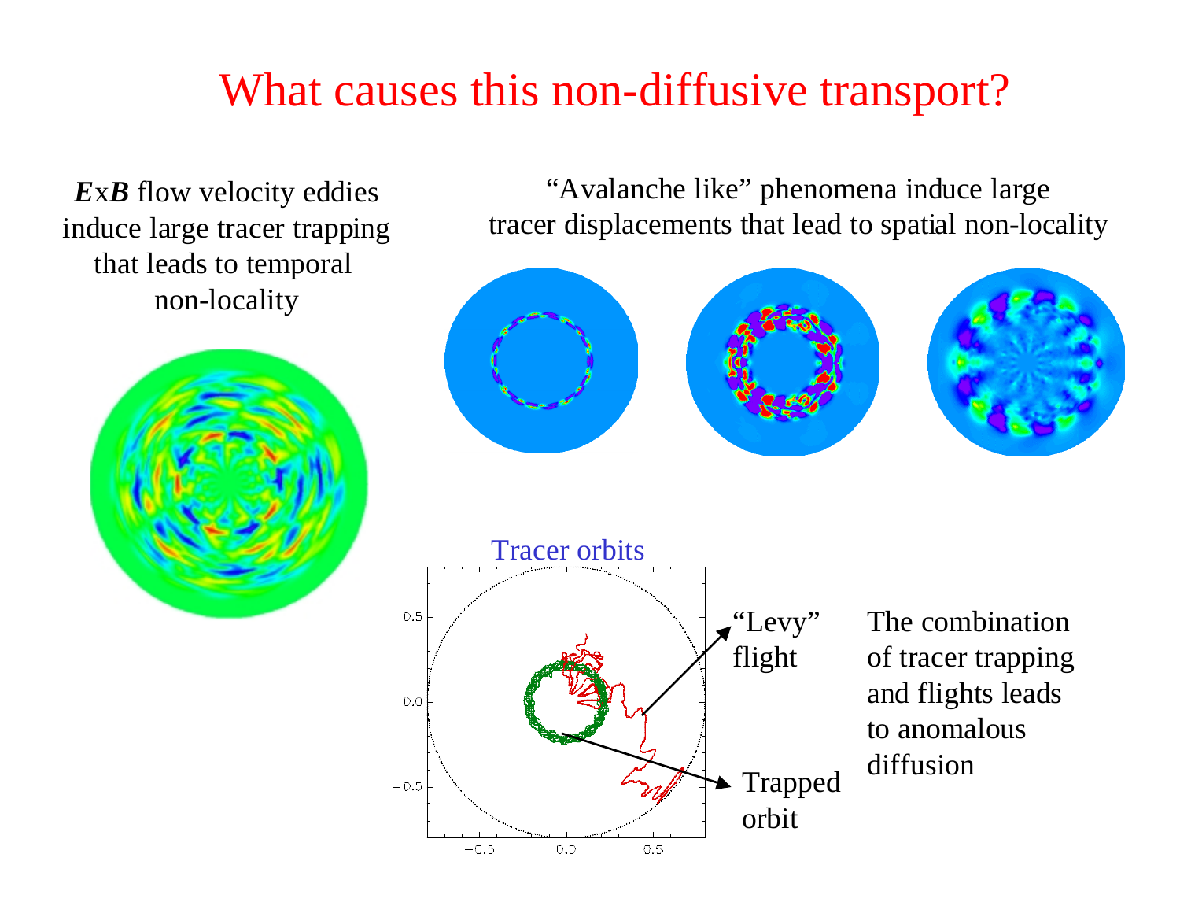# What causes this non-diffusive transport?

***E*x*B*** flow velocity eddies induce large tracer trapping that leads to temporal non-locality

"Avalanche like" phenomena induce large tracer displacements that lead to spatial non-locality

Tracer orbits

"Levy" flight

Trapped orbit

The combination of tracer trapping and flights leads to anomalous diffusion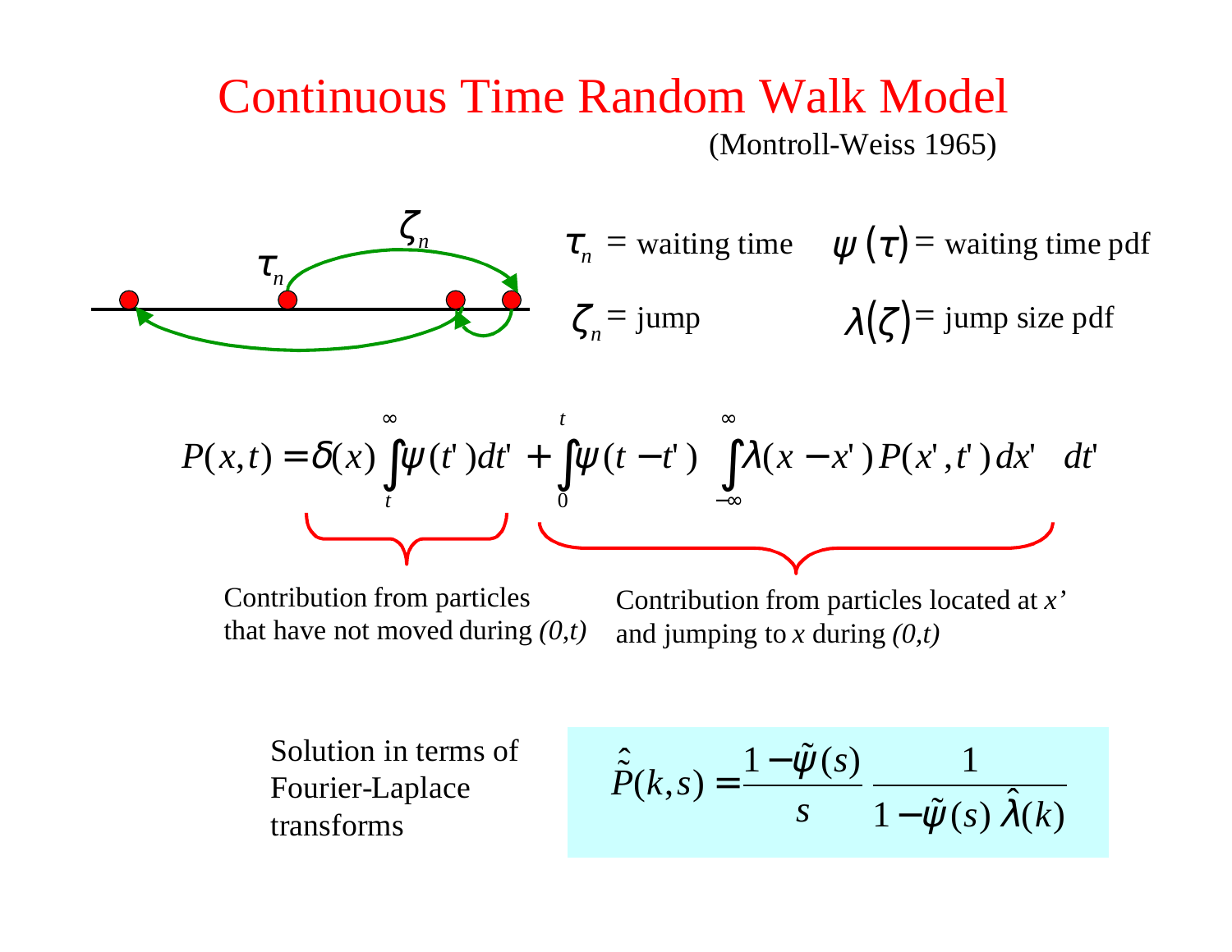# Continuous Time Random Walk Model

(Montroll-Weiss 1965)

$\tau_n$ = waiting time $\quad \psi(\tau)$ = waiting time pdf

$\zeta_n$ = jump $\quad \lambda(\zeta)$ = jump size pdf

$$P(x,t) = \delta(x)\int_t^{\infty}\psi(t')\,dt' + \int_0^t \psi(t-t')\int_{-\infty}^{\infty}\lambda(x-x')\,P(x',t')\,dx'\,dt'$$

Contribution from particles that have not moved during *(0,t)* (first term)

Contribution from particles located at *x'* and jumping to *x* during *(0,t)* (second term)

Solution in terms of Fourier-Laplace transforms

$$\hat{\tilde{P}}(k,s) = \frac{1-\tilde{\psi}(s)}{s}\,\frac{1}{1-\tilde{\psi}(s)\,\hat{\lambda}(k)}$$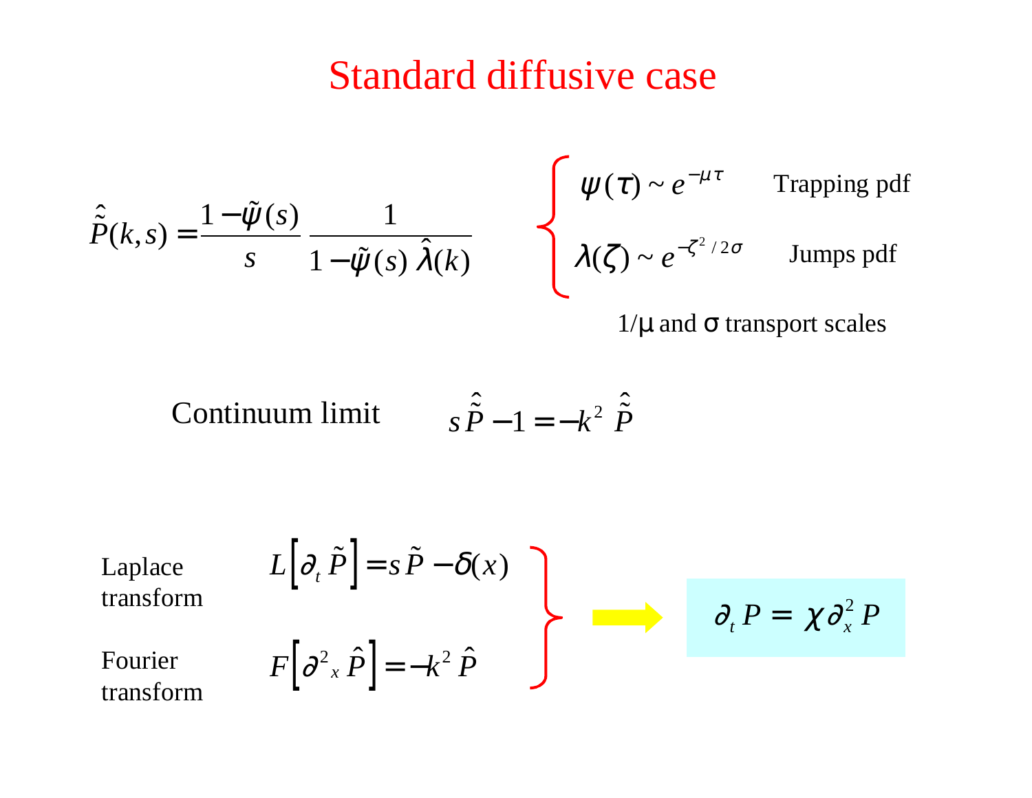# Standard diffusive case

$$\hat{\tilde{P}}(k,s) = \frac{1-\tilde{\psi}(s)}{s} \frac{1}{1-\tilde{\psi}(s)\,\hat{\lambda}(k)}$$

$$\begin{cases} \psi(\tau) \sim e^{-\mu\tau} & \text{Trapping pdf} \\ \lambda(\zeta) \sim e^{-\zeta^2/2\sigma} & \text{Jumps pdf} \end{cases}$$

$1/\mu$ and $\sigma$ transport scales

Continuum limit $\quad s\hat{\tilde{P}} - 1 = -k^2\,\hat{\tilde{P}}$

Laplace transform $\quad L\left[\partial_t \tilde{P}\right] = s\tilde{P} - \delta(x)$

Fourier transform $\quad F\left[\partial^2{}_x \hat{P}\right] = -k^2\,\hat{P}$

$$\partial_t P = \chi \partial_x^2 P$$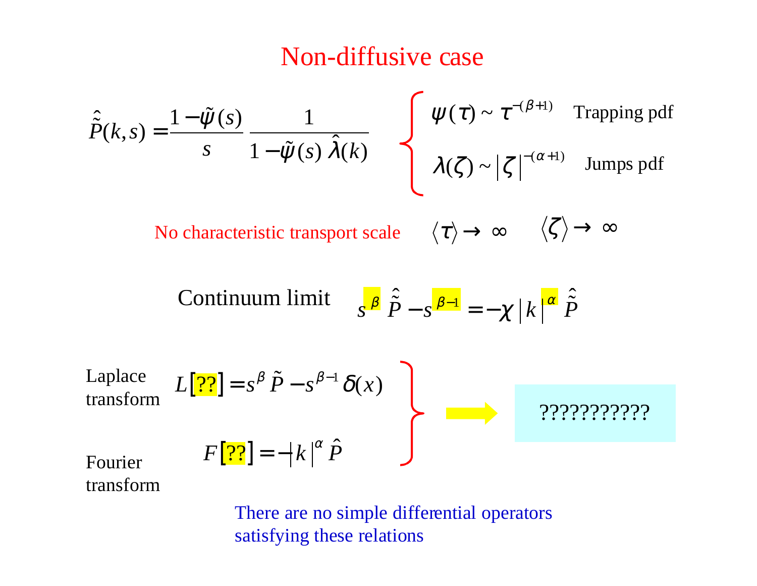# Non-diffusive case

$$\hat{\tilde{P}}(k,s) = \frac{1-\tilde{\psi}(s)}{s} \frac{1}{1-\tilde{\psi}(s)\,\hat{\lambda}(k)}$$

$\psi(\tau) \sim \tau^{-(\beta+1)}$ Trapping pdf

$\lambda(\zeta) \sim |\zeta|^{-(\alpha+1)}$ Jumps pdf

No characteristic transport scale $\langle \tau \rangle \to \infty \quad \langle \zeta \rangle \to \infty$

Continuum limit $\quad s^{\beta}\,\hat{\tilde{P}} - s^{\beta-1} = -\chi\,|k|^{\alpha}\,\hat{\tilde{P}}$

Laplace transform $\quad L[??] = s^{\beta}\,\tilde{P} - s^{\beta-1}\,\delta(x)$

Fourier transform $\quad F[??] = -|k|^{\alpha}\,\hat{P}$

→ ???????????

There are no simple differential operators satisfying these relations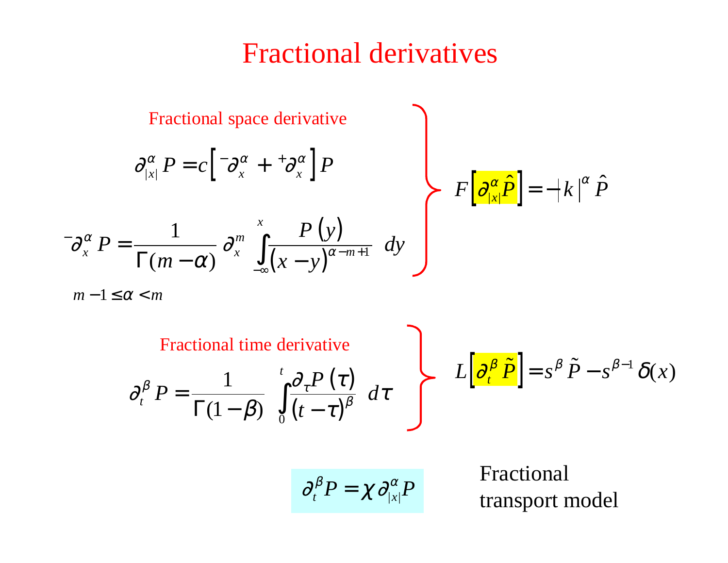# Fractional derivatives

### Fractional space derivative

$$\partial^{\alpha}_{|x|} P = c\left[ {}^{-}\partial^{\alpha}_{x} + {}^{+}\partial^{\alpha}_{x} \right] P$$

$$ {}^{-}\partial^{\alpha}_{x} P = \frac{1}{\Gamma(m-\alpha)} \partial^{m}_{x} \int_{-\infty}^{x} \frac{P(y)}{(x-y)^{\alpha-m+1}} \, dy$$

$m - 1 \leq \alpha < m$

$$F\left[ \partial^{\alpha}_{|x|} \hat{P} \right] = -|k|^{\alpha} \hat{P}$$

### Fractional time derivative

$$\partial^{\beta}_{t} P = \frac{1}{\Gamma(1-\beta)} \int_{0}^{t} \frac{\partial_{\tau} P(\tau)}{(t-\tau)^{\beta}} \, d\tau$$

$$L\left[ \partial^{\beta}_{t} \tilde{P} \right] = s^{\beta} \tilde{P} - s^{\beta-1} \delta(x)$$

$$\partial^{\beta}_{t} P = \chi \, \partial^{\alpha}_{|x|} P$$

Fractional transport model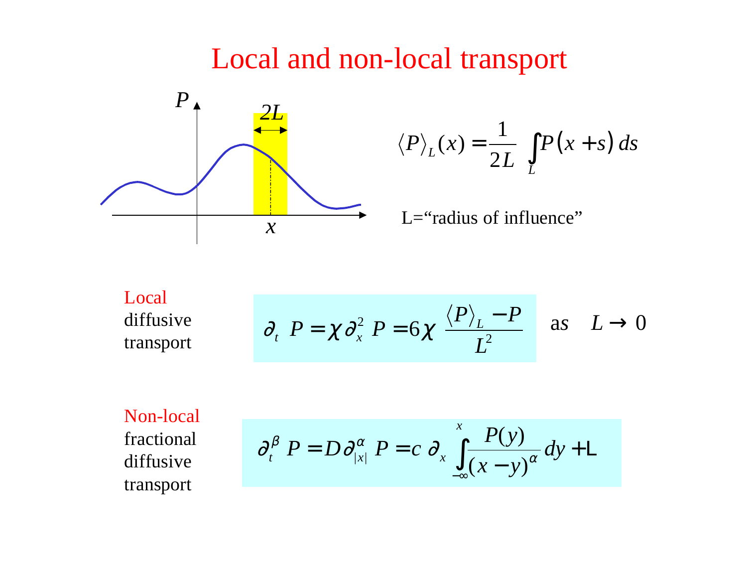# Local and non-local transport

$$\langle P \rangle_L (x) = \frac{1}{2L} \int_L P(x+s)\, ds$$

L="radius of influence"

**Local** diffusive transport

$$\partial_t P = \chi \partial_x^2 P = 6\chi \frac{\langle P \rangle_L - P}{L^2} \quad \text{as} \quad L \to 0$$

**Non-local** fractional diffusive transport

$$\partial_t^\beta P = D \partial_{|x|}^\alpha P = c\, \partial_x \int_{-\infty}^{x} \frac{P(y)}{(x-y)^\alpha} dy + \ldots$$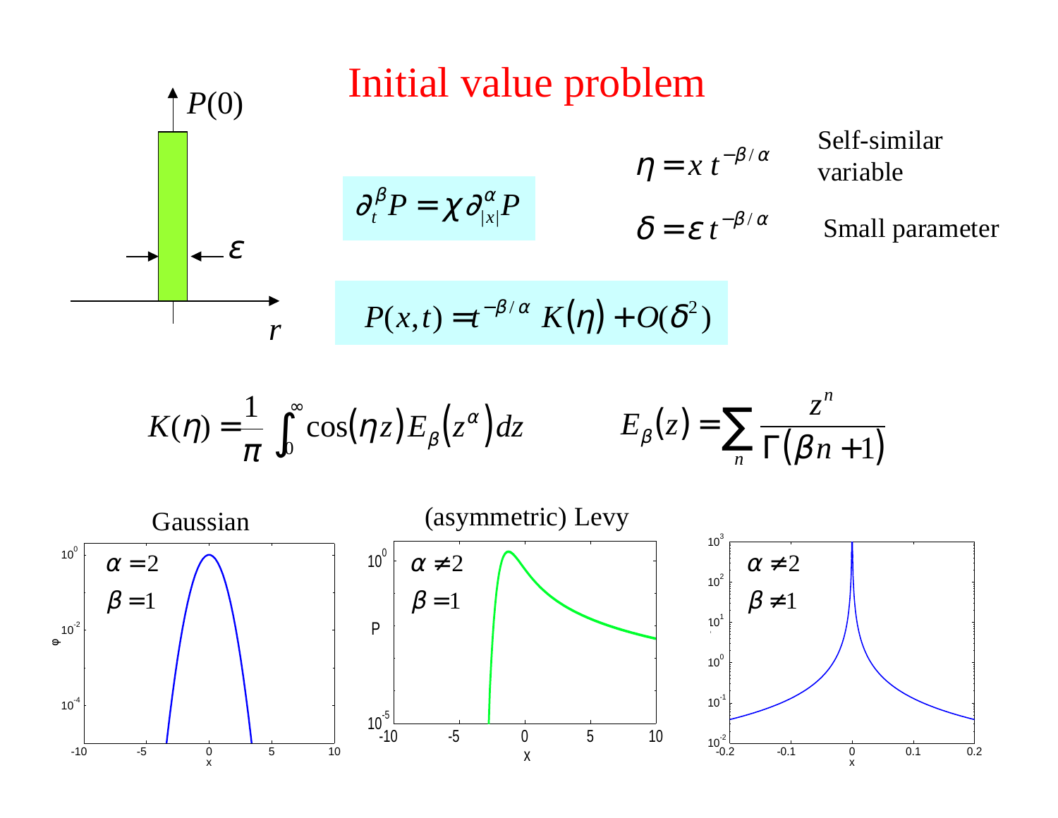# Initial value problem

$P(0)$, $\varepsilon$, $r$

$$\partial_t^{\beta} P = \chi \partial_{|x|}^{\alpha} P$$

$\eta = x\, t^{-\beta/\alpha}$ Self-similar variable

$\delta = \varepsilon\, t^{-\beta/\alpha}$ Small parameter

$$P(x,t) = t^{-\beta/\alpha}\, K(\eta) + O(\delta^2)$$

$$K(\eta) = \frac{1}{\pi} \int_0^{\infty} \cos(\eta z) E_{\beta}(z^{\alpha})\, dz \qquad E_{\beta}(z) = \sum_n \frac{z^n}{\Gamma(\beta n + 1)}$$

Gaussian: $\alpha = 2$, $\beta = 1$

(asymmetric) Levy: $\alpha \neq 2$, $\beta = 1$

$\alpha \neq 2$, $\beta \neq 1$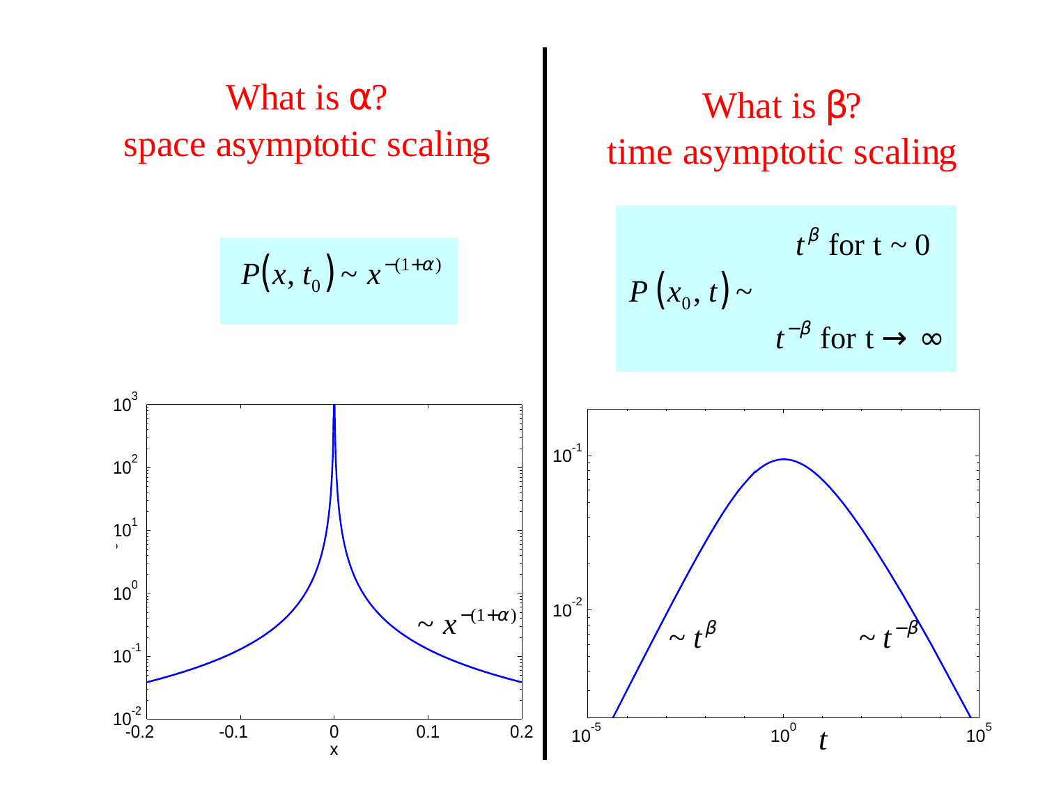## What is α? space asymptotic scaling

$$P(x, t_0) \sim x^{-(1+\alpha)}$$

## What is β? time asymptotic scaling

$$P(x_0, t) \sim \begin{cases} t^{\beta} & \text{for } t \sim 0 \\ t^{-\beta} & \text{for } t \to \infty \end{cases}$$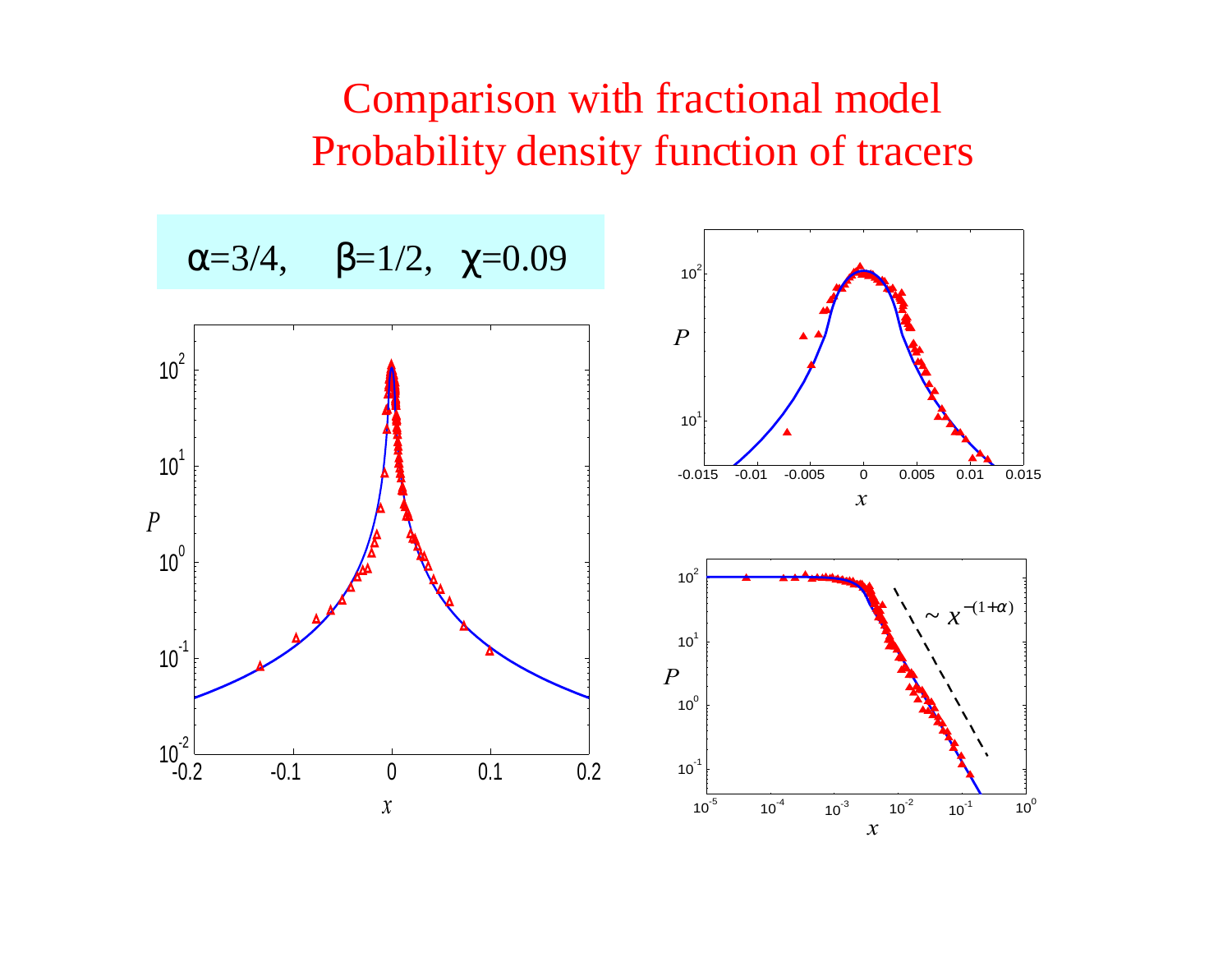# Comparison with fractional model
# Probability density function of tracers

$\alpha = 3/4, \quad \beta = 1/2, \quad \chi = 0.09$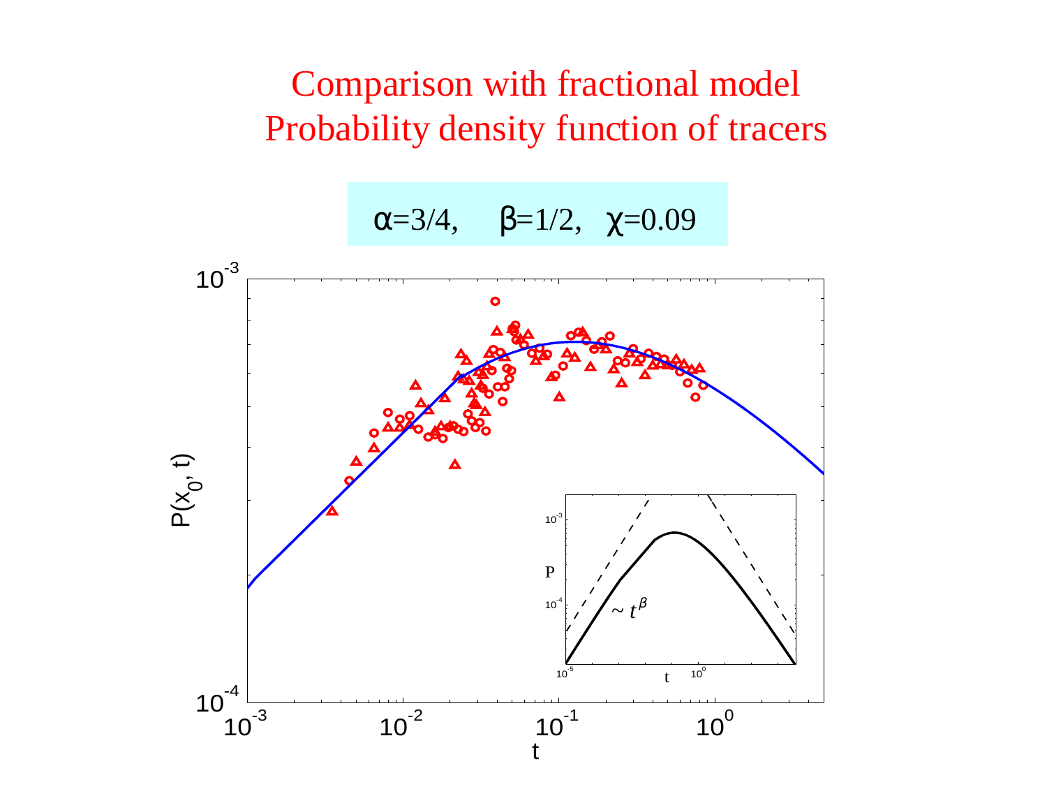# Comparison with fractional model
# Probability density function of tracers

$\alpha$=3/4, $\beta$=1/2, $\chi$=0.09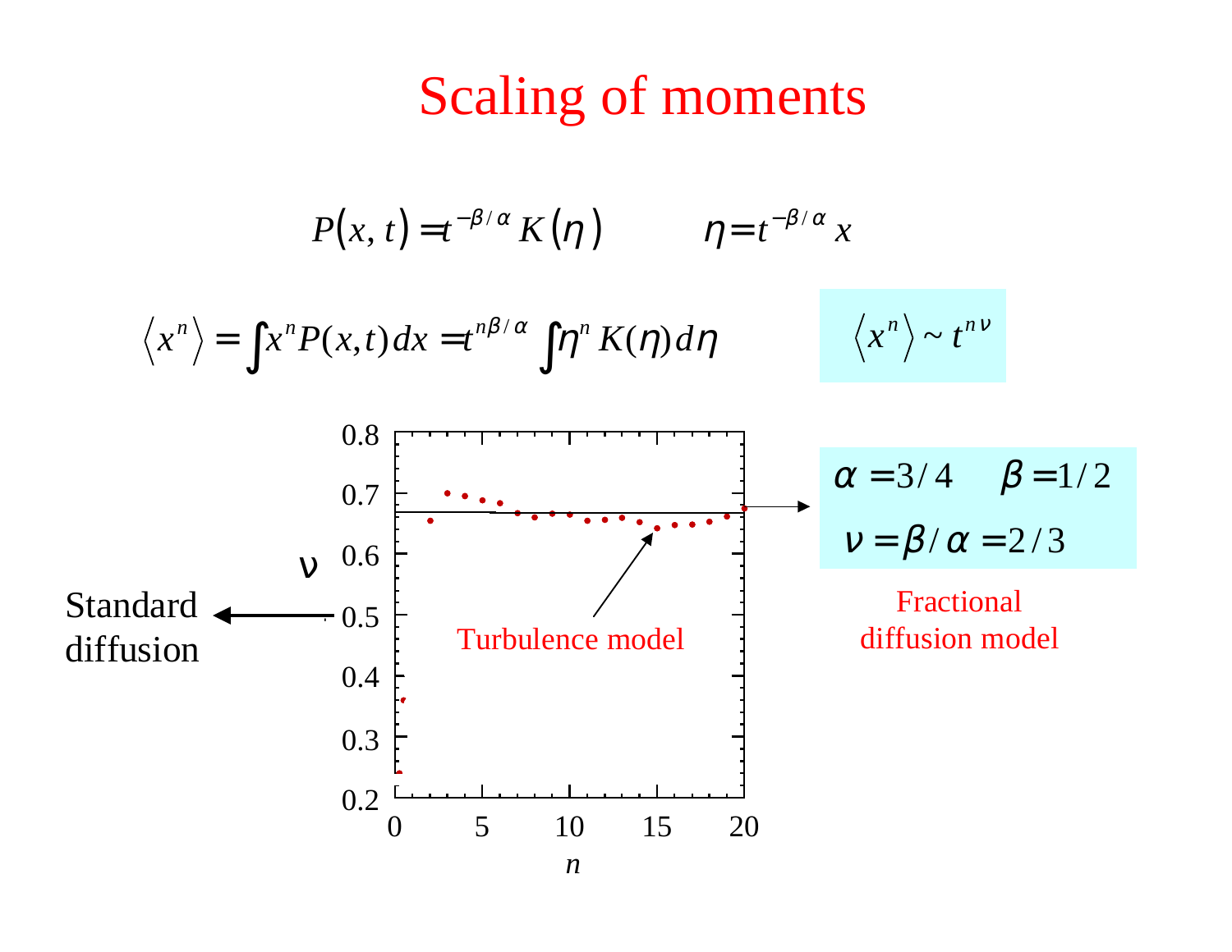# Scaling of moments

$$P(x,t) = t^{-\beta/\alpha} K(\eta) \qquad \eta = t^{-\beta/\alpha} x$$

$$\langle x^n \rangle = \int x^n P(x,t)\, dx = t^{n\beta/\alpha} \int \eta^n K(\eta)\, d\eta$$

$$\langle x^n \rangle \sim t^{n\nu}$$

$\alpha = 3/4 \quad \beta = 1/2$

$\nu = \beta/\alpha = 2/3$

Fractional diffusion model

Turbulence model

Standard diffusion

$\nu$

$n$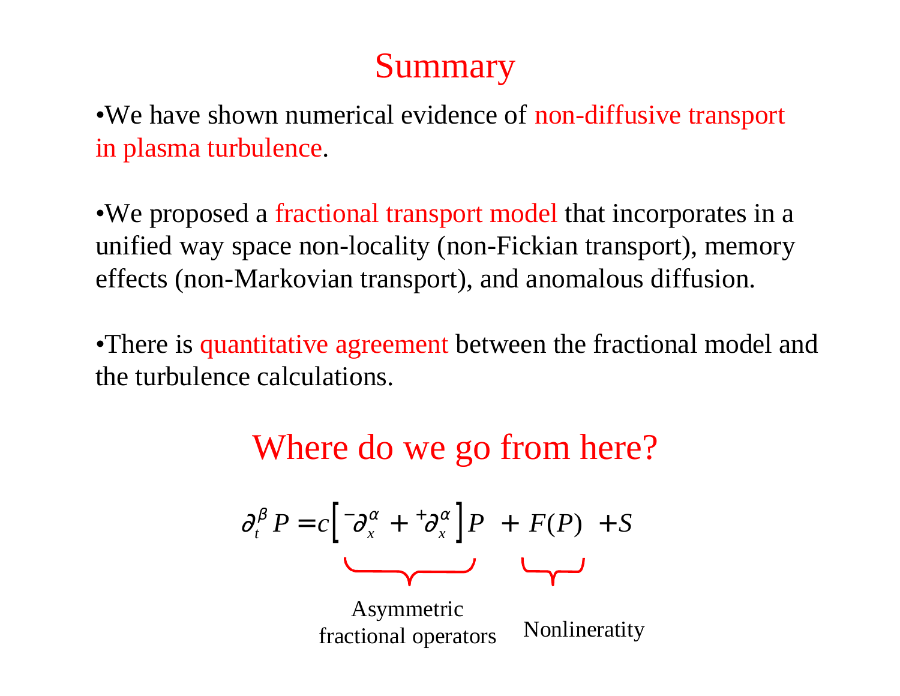# Summary

- We have shown numerical evidence of non-diffusive transport in plasma turbulence.

- We proposed a fractional transport model that incorporates in a unified way space non-locality (non-Fickian transport), memory effects (non-Markovian transport), and anomalous diffusion.

- There is quantitative agreement between the fractional model and the turbulence calculations.

## Where do we go from here?

$$\partial_t^\beta P = c\left[ {}^{-}\partial_x^\alpha + {}^{+}\partial_x^\alpha \right] P + F(P) + S$$

$\left[ {}^{-}\partial_x^\alpha + {}^{+}\partial_x^\alpha \right]$: Asymmetric fractional operators

$F(P)$: Nonlineratity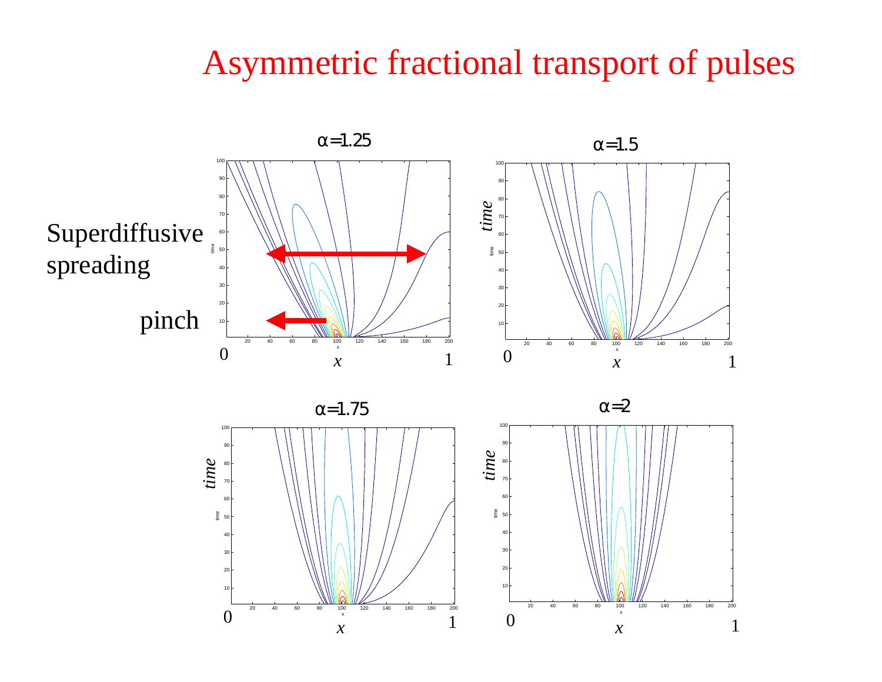# Asymmetric fractional transport of pulses

Superdiffusive spreading

pinch

$\alpha$=1.25

$\alpha$=1.5

$\alpha$=1.75

$\alpha$=2

*time*

0 *x* 1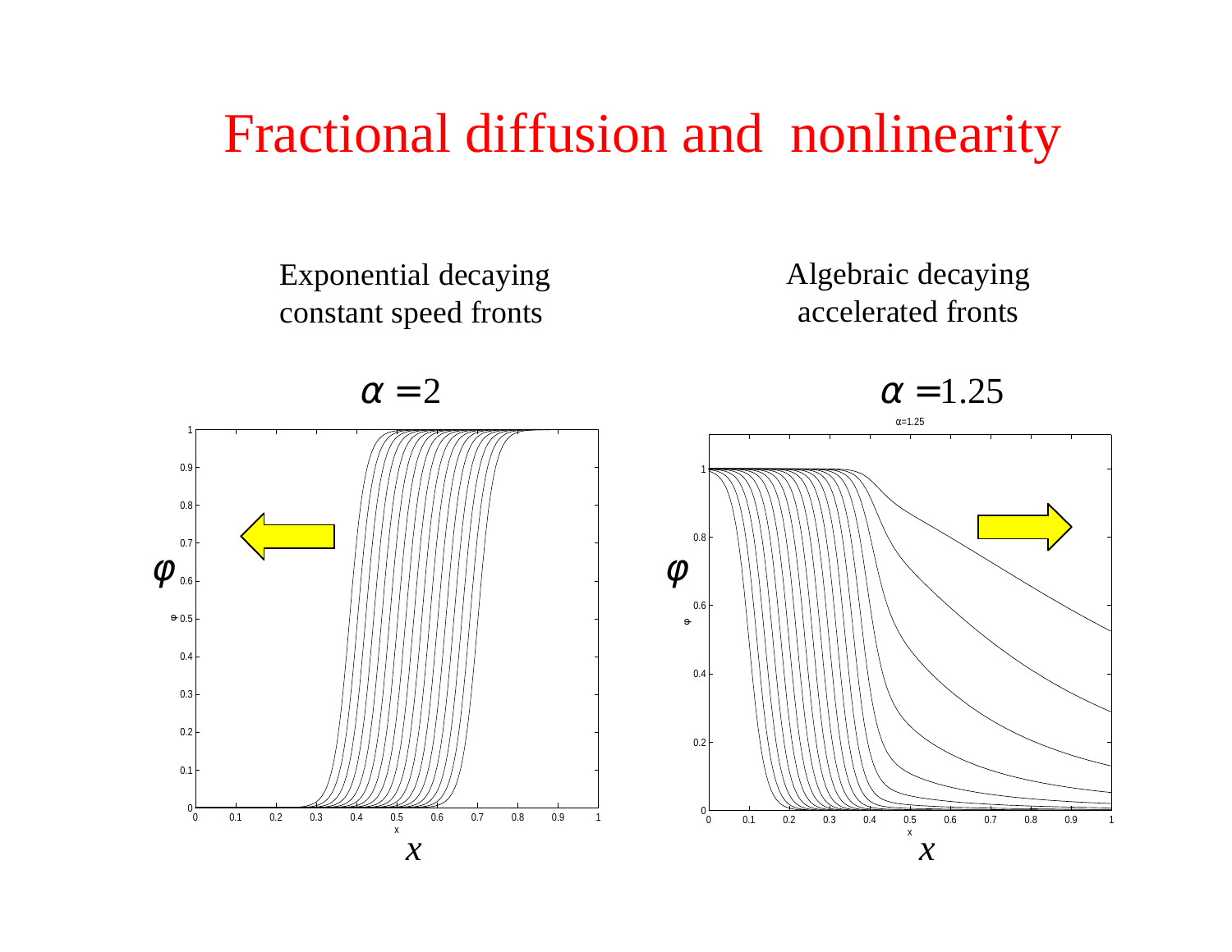# Fractional diffusion and nonlinearity

Exponential decaying constant speed fronts

$\alpha = 2$

Algebraic decaying accelerated fronts

$\alpha = 1.25$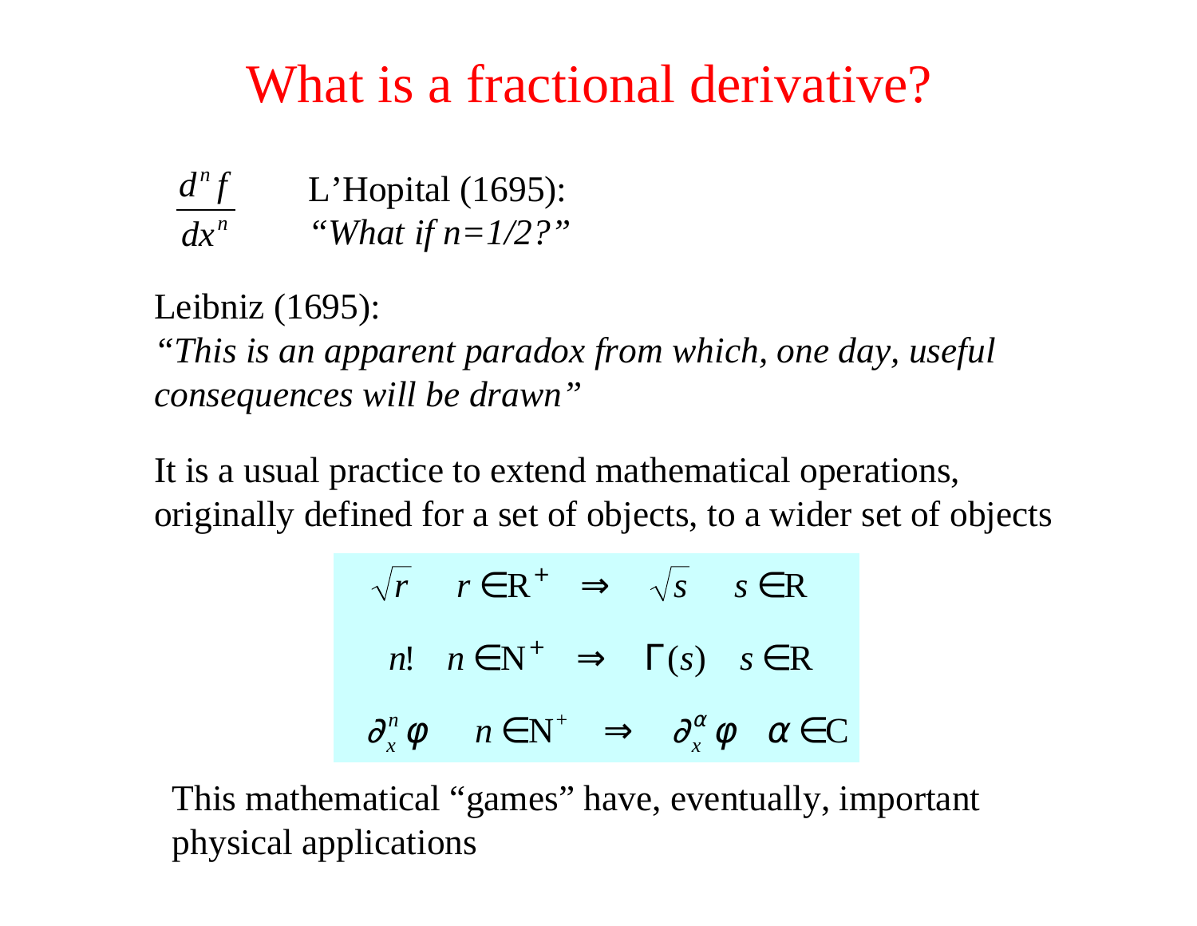# What is a fractional derivative?

$$\frac{d^n f}{dx^n}$$

L'Hopital (1695):
*"What if n=1/2?"*

Leibniz (1695):
*"This is an apparent paradox from which, one day, useful consequences will be drawn"*

It is a usual practice to extend mathematical operations, originally defined for a set of objects, to a wider set of objects

$$\sqrt{r} \quad r \in \mathrm{R}^+ \quad \Rightarrow \quad \sqrt{s} \quad s \in \mathrm{R}$$

$$n! \quad n \in \mathrm{N}^+ \quad \Rightarrow \quad \Gamma(s) \quad s \in \mathrm{R}$$

$$\partial_x^n \varphi \quad n \in \mathrm{N}^+ \quad \Rightarrow \quad \partial_x^\alpha \varphi \quad \alpha \in \mathrm{C}$$

This mathematical "games" have, eventually, important physical applications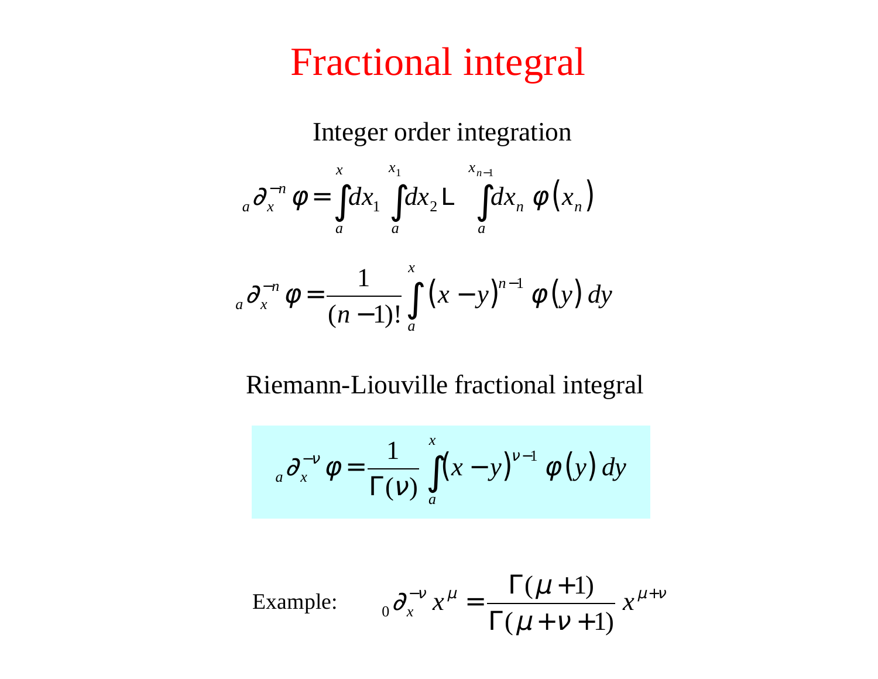# Fractional integral

Integer order integration

$$ {}_a\partial_x^{-n}\varphi = \int_a^x dx_1 \int_a^{x_1} dx_2 \cdots \int_a^{x_{n-1}} dx_n \; \varphi(x_n) $$

$$ {}_a\partial_x^{-n}\varphi = \frac{1}{(n-1)!}\int_a^x (x-y)^{n-1}\,\varphi(y)\,dy $$

Riemann-Liouville fractional integral

$$ {}_a\partial_x^{-\nu}\varphi = \frac{1}{\Gamma(\nu)}\int_a^x (x-y)^{\nu-1}\,\varphi(y)\,dy $$

Example: $\displaystyle {}_0\partial_x^{-\nu}x^{\mu} = \frac{\Gamma(\mu+1)}{\Gamma(\mu+\nu+1)}\,x^{\mu+\nu}$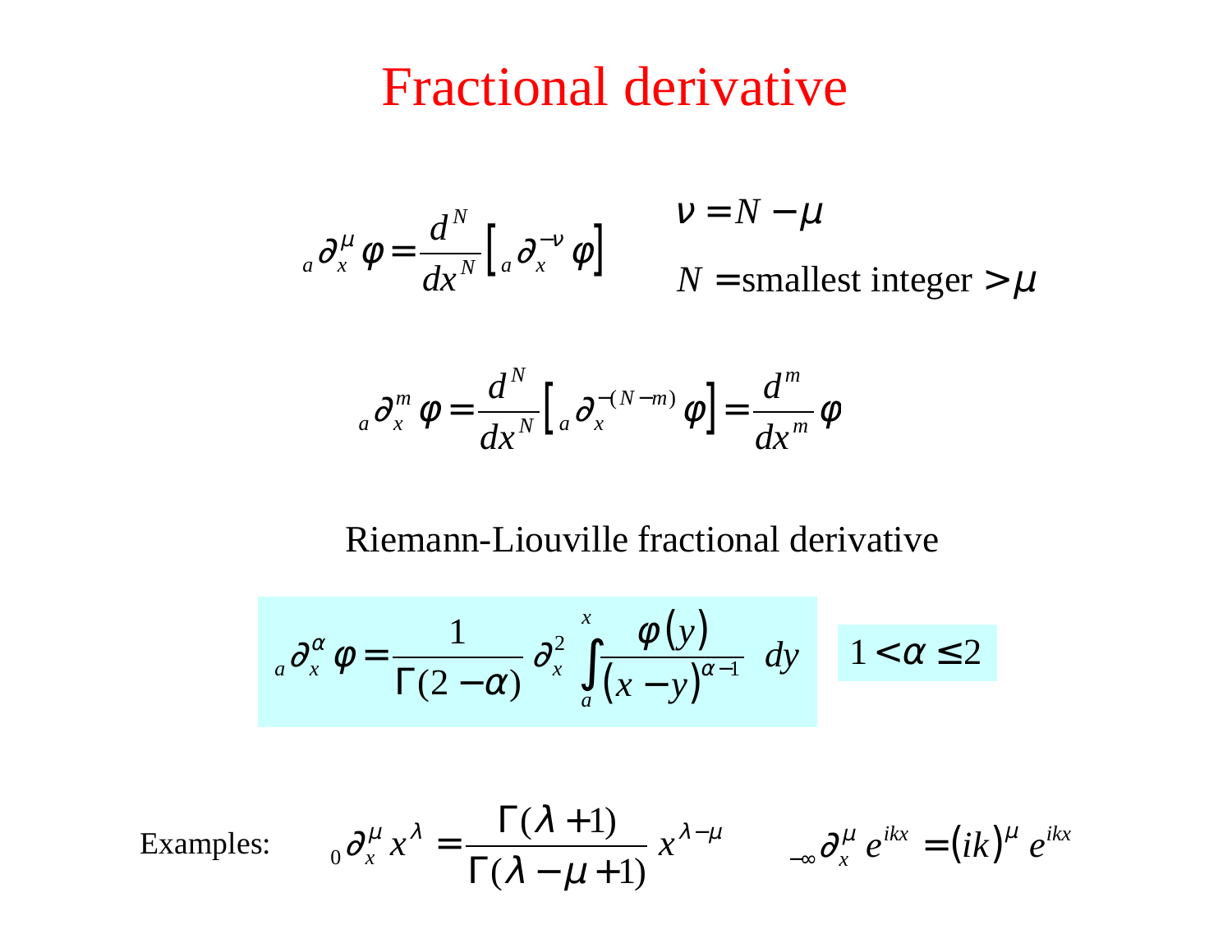# Fractional derivative

$$ {}_a\partial_x^\mu \varphi = \frac{d^N}{dx^N}\left[ {}_a\partial_x^{-\nu} \varphi \right] \qquad \nu = N - \mu $$

$N$ = smallest integer $> \mu$

$$ {}_a\partial_x^m \varphi = \frac{d^N}{dx^N}\left[ {}_a\partial_x^{-(N-m)} \varphi \right] = \frac{d^m}{dx^m}\varphi $$

Riemann-Liouville fractional derivative

$$ {}_a\partial_x^\alpha \varphi = \frac{1}{\Gamma(2-\alpha)}\, \partial_x^2 \int_a^x \frac{\varphi(y)}{(x-y)^{\alpha-1}}\, dy \qquad 1 < \alpha \le 2 $$

Examples:

$$ {}_0\partial_x^\mu x^\lambda = \frac{\Gamma(\lambda+1)}{\Gamma(\lambda-\mu+1)}\, x^{\lambda-\mu} \qquad {}_{-\infty}\partial_x^\mu e^{ikx} = (ik)^\mu e^{ikx} $$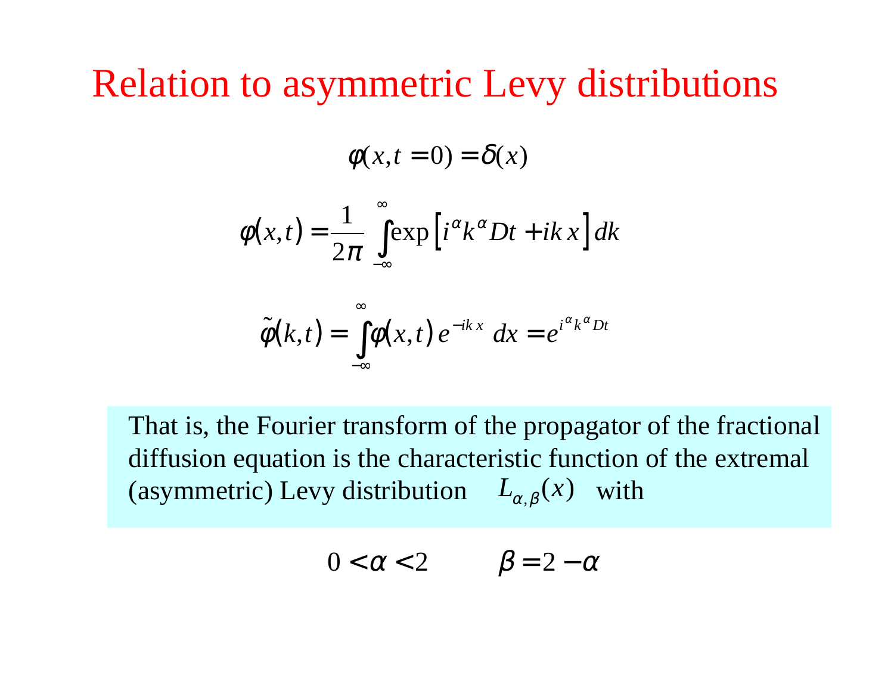# Relation to asymmetric Levy distributions

$$\varphi(x, t = 0) = \delta(x)$$

$$\varphi(x,t) = \frac{1}{2\pi}\int_{-\infty}^{\infty} \exp\left[i^{\alpha} k^{\alpha} D t + i k x\right] dk$$

$$\tilde{\varphi}(k,t) = \int_{-\infty}^{\infty} \varphi(x,t)\, e^{-ikx}\, dx = e^{i^{\alpha} k^{\alpha} D t}$$

That is, the Fourier transform of the propagator of the fractional diffusion equation is the characteristic function of the extremal (asymmetric) Levy distribution $L_{\alpha,\beta}(x)$ with

$$0 < \alpha < 2 \qquad \beta = 2 - \alpha$$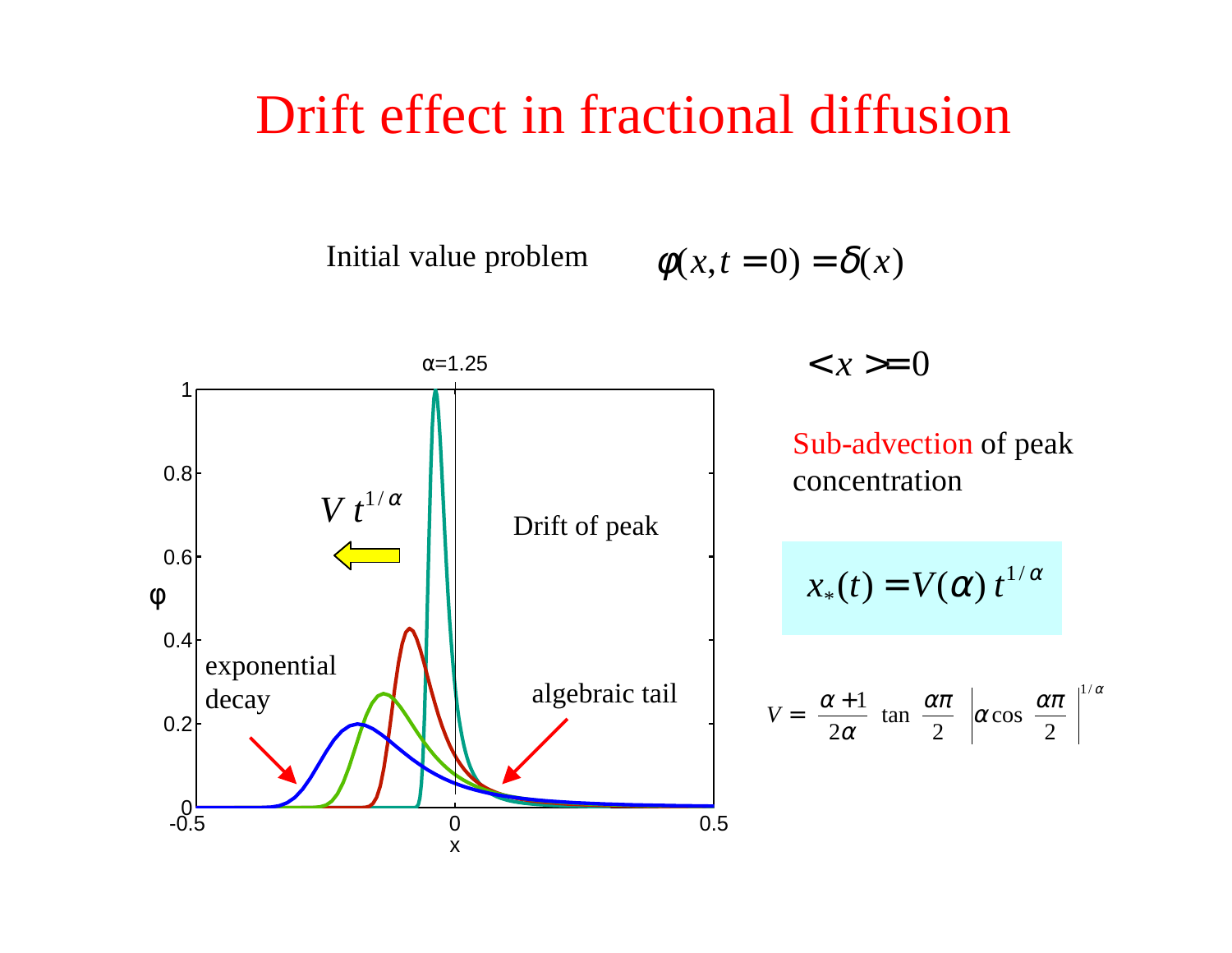# Drift effect in fractional diffusion

Initial value problem $\varphi(x, t=0) = \delta(x)$

$< x > = 0$

Sub-advection of peak concentration

$$x_*(t) = V(\alpha)\, t^{1/\alpha}$$

$$V = \frac{\alpha+1}{2\alpha} \tan\frac{\alpha\pi}{2} \left|\alpha \cos\frac{\alpha\pi}{2}\right|^{1/\alpha}$$

α=1.25

$V\, t^{1/\alpha}$

Drift of peak

exponential decay

algebraic tail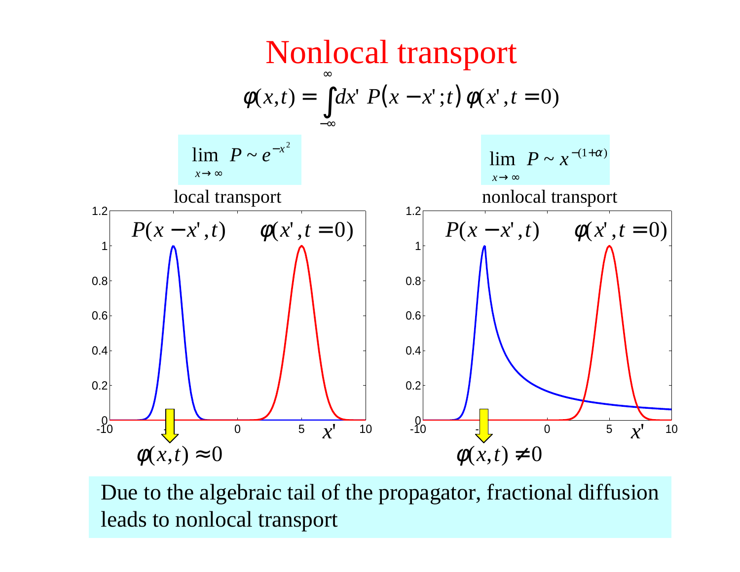# Nonlocal transport

$$\varphi(x,t) = \int_{-\infty}^{\infty} dx' \; P(x - x'; t)\, \varphi(x', t = 0)$$

$$\lim_{x \to \infty} P \sim e^{-x^2}$$

local transport

$$\lim_{x \to \infty} P \sim x^{-(1+\alpha)}$$

nonlocal transport

$P(x - x', t)$ $\quad$ $\varphi(x', t = 0)$

$\varphi(x,t) \approx 0$

$P(x - x', t)$ $\quad$ $\varphi(x', t = 0)$

$\varphi(x,t) \neq 0$

Due to the algebraic tail of the propagator, fractional diffusion leads to nonlocal transport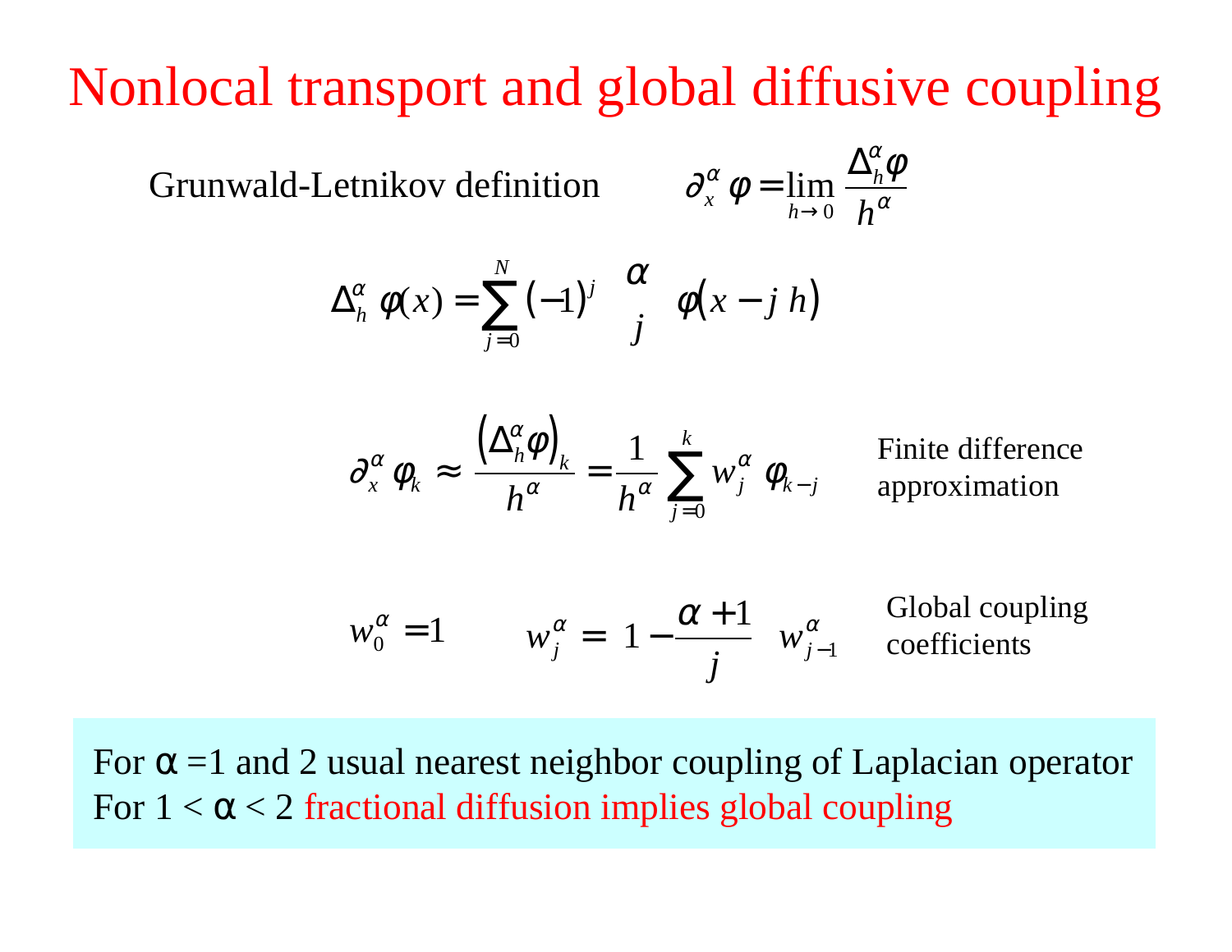# Nonlocal transport and global diffusive coupling

Grunwald-Letnikov definition $\quad \partial_x^\alpha \varphi = \lim_{h \to 0} \frac{\Delta_h^\alpha \varphi}{h^\alpha}$

$$\Delta_h^\alpha \varphi(x) = \sum_{j=0}^{N} (-1)^j \binom{\alpha}{j} \varphi(x - j\,h)$$

$$\partial_x^\alpha \varphi_k \approx \frac{\left(\Delta_h^\alpha \varphi\right)_k}{h^\alpha} = \frac{1}{h^\alpha} \sum_{j=0}^{k} w_j^\alpha \, \varphi_{k-j}$$

Finite difference approximation

$$w_0^\alpha = 1 \qquad w_j^\alpha = \left(1 - \frac{\alpha + 1}{j}\right) w_{j-1}^\alpha$$

Global coupling coefficients

For $\alpha = 1$ and 2 usual nearest neighbor coupling of Laplacian operator
For $1 < \alpha < 2$ fractional diffusion implies global coupling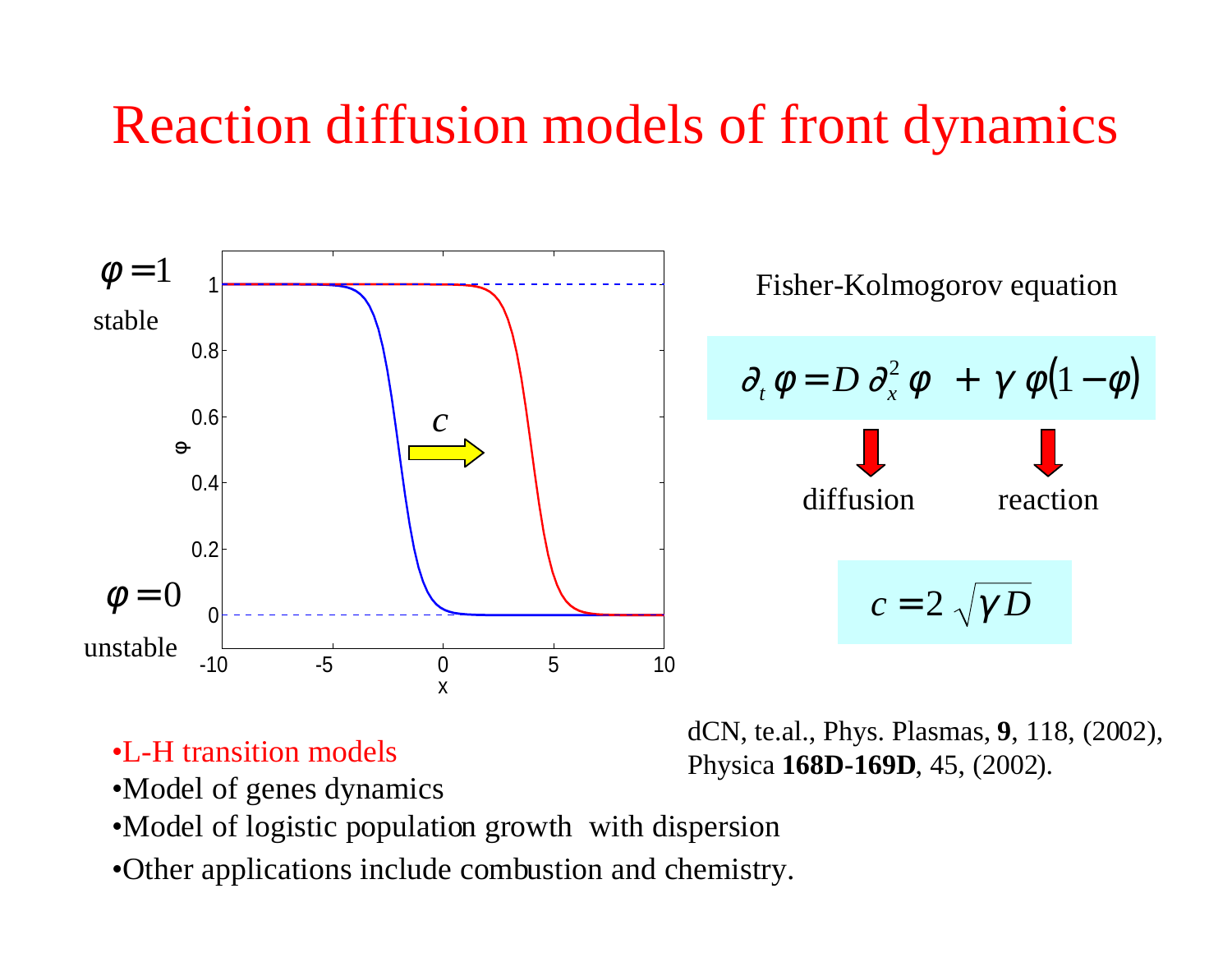# Reaction diffusion models of front dynamics

$\varphi = 1$

stable

$\varphi = 0$

unstable

Fisher-Kolmogorov equation

$$\partial_t \varphi = D\, \partial_x^2 \varphi + \gamma\, \varphi(1 - \varphi)$$

diffusion reaction

$$c = 2\sqrt{\gamma D}$$

- L-H transition models
- Model of genes dynamics
- Model of logistic population growth with dispersion
- Other applications include combustion and chemistry.

dCN, te.al., Phys. Plasmas, **9**, 118, (2002), Physica **168D-169D**, 45, (2002).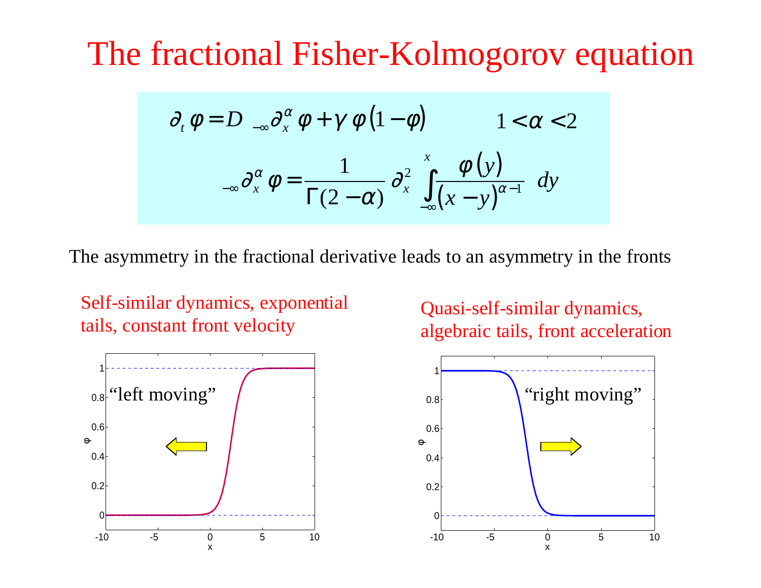# The fractional Fisher-Kolmogorov equation

$$\partial_t \varphi = D \; {}_{-\infty}\partial_x^{\alpha} \varphi + \gamma \varphi (1-\varphi) \qquad 1 < \alpha < 2$$

$${}_{-\infty}\partial_x^{\alpha} \varphi = \frac{1}{\Gamma(2-\alpha)} \partial_x^2 \int_{-\infty}^{x} \frac{\varphi(y)}{(x-y)^{\alpha-1}} \, dy$$

The asymmetry in the fractional derivative leads to an asymmetry in the fronts

Self-similar dynamics, exponential tails, constant front velocity

"left moving"

φ

1
0.8
0.6
0.4
0.2
0

-10 -5 0 5 10

x

Quasi-self-similar dynamics, algebraic tails, front acceleration

"right moving"

φ

1
0.8
0.6
0.4
0.2
0

-10 -5 0 5 10

x